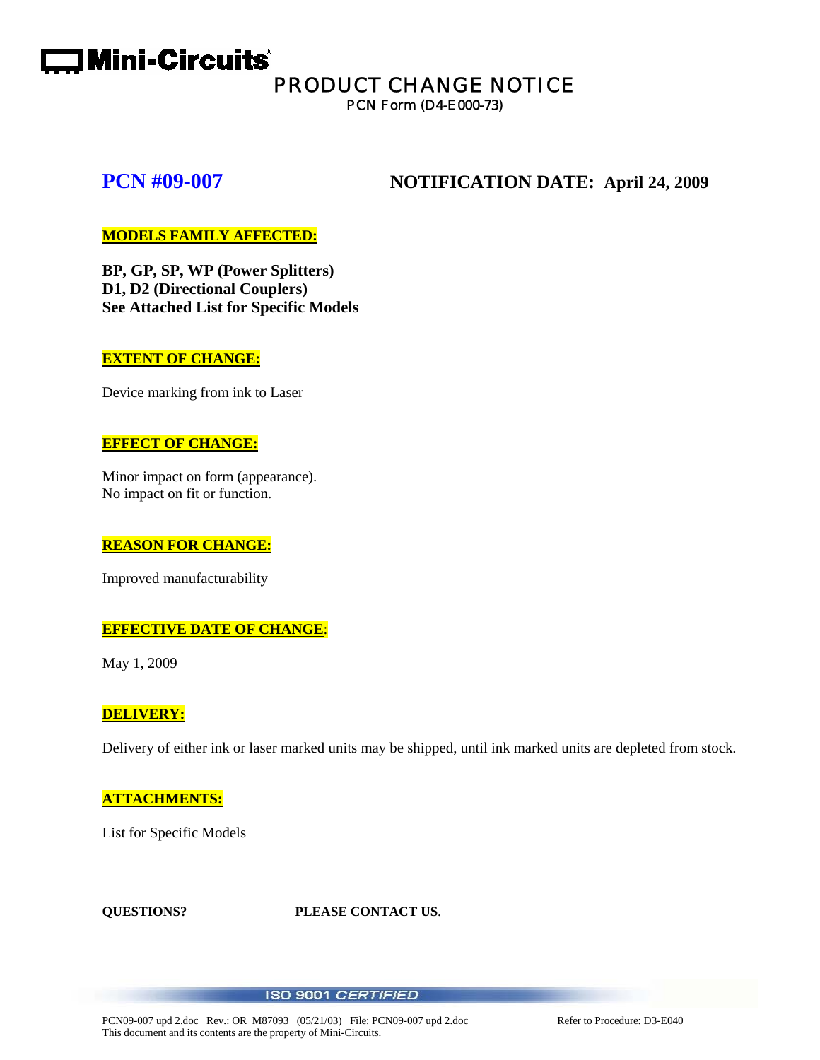# Mini-Circuits

## PRODUCT CHANGE NOTICE

PCN Form (D4-E000-73)

## PCN #09-007 NOTIFICATION DATE: April 24, 2009

**MODELS FAMILY AFFECTED:**

**BP, GP, SP, WP (Power Splitters)**
**D1, D2 (Directional Couplers)**
**See Attached List for Specific Models**

**EXTENT OF CHANGE:**

Device marking from ink to Laser

**EFFECT OF CHANGE:**

Minor impact on form (appearance).
No impact on fit or function.

**REASON FOR CHANGE:**

Improved manufacturability

**EFFECTIVE DATE OF CHANGE:**

May 1, 2009

**DELIVERY:**

Delivery of either ink or laser marked units may be shipped, until ink marked units are depleted from stock.

**ATTACHMENTS:**

List for Specific Models

**QUESTIONS?** **PLEASE CONTACT US.**

ISO 9001 CERTIFIED

PCN09-007 upd 2.doc Rev.: OR M87093 (05/21/03) File: PCN09-007 upd 2.doc Refer to Procedure: D3-E040
This document and its contents are the property of Mini-Circuits.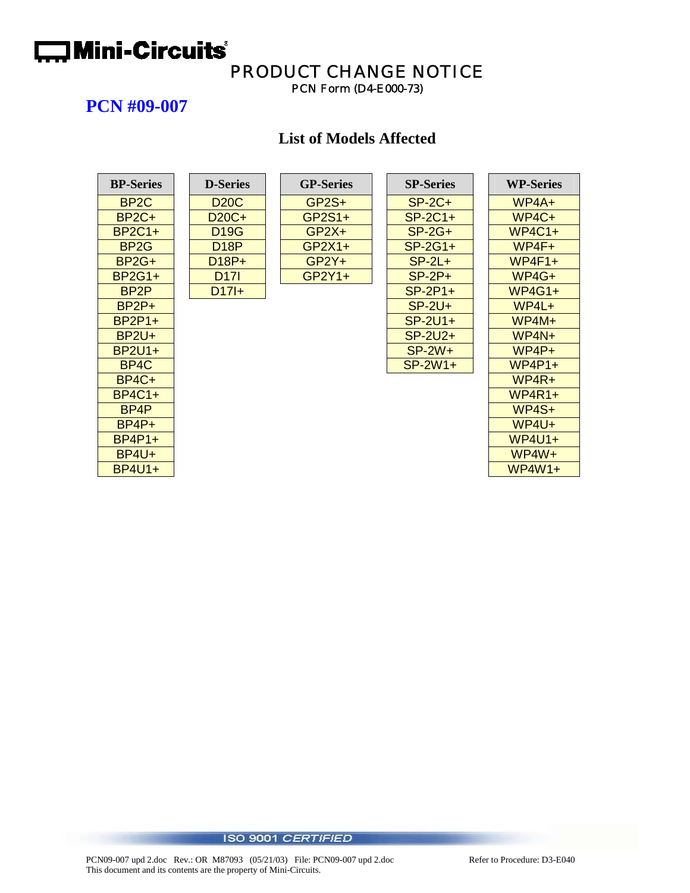# PRODUCT CHANGE NOTICE

PCN Form (D4-E000-73)

**PCN #09-007**

## List of Models Affected

| BP-Series | D-Series | GP-Series | SP-Series | WP-Series |
|---|---|---|---|---|
| BP2C | D20C | GP2S+ | SP-2C+ | WP4A+ |
| BP2C+ | D20C+ | GP2S1+ | SP-2C1+ | WP4C+ |
| BP2C1+ | D19G | GP2X+ | SP-2G+ | WP4C1+ |
| BP2G | D18P | GP2X1+ | SP-2G1+ | WP4F+ |
| BP2G+ | D18P+ | GP2Y+ | SP-2L+ | WP4F1+ |
| BP2G1+ | D17I | GP2Y1+ | SP-2P+ | WP4G+ |
| BP2P | D17I+ | | SP-2P1+ | WP4G1+ |
| BP2P+ | | | SP-2U+ | WP4L+ |
| BP2P1+ | | | SP-2U1+ | WP4M+ |
| BP2U+ | | | SP-2U2+ | WP4N+ |
| BP2U1+ | | | SP-2W+ | WP4P+ |
| BP4C | | | SP-2W1+ | WP4P1+ |
| BP4C+ | | | | WP4R+ |
| BP4C1+ | | | | WP4R1+ |
| BP4P | | | | WP4S+ |
| BP4P+ | | | | WP4U+ |
| BP4P1+ | | | | WP4U1+ |
| BP4U+ | | | | WP4W+ |
| BP4U1+ | | | | WP4W1+ |